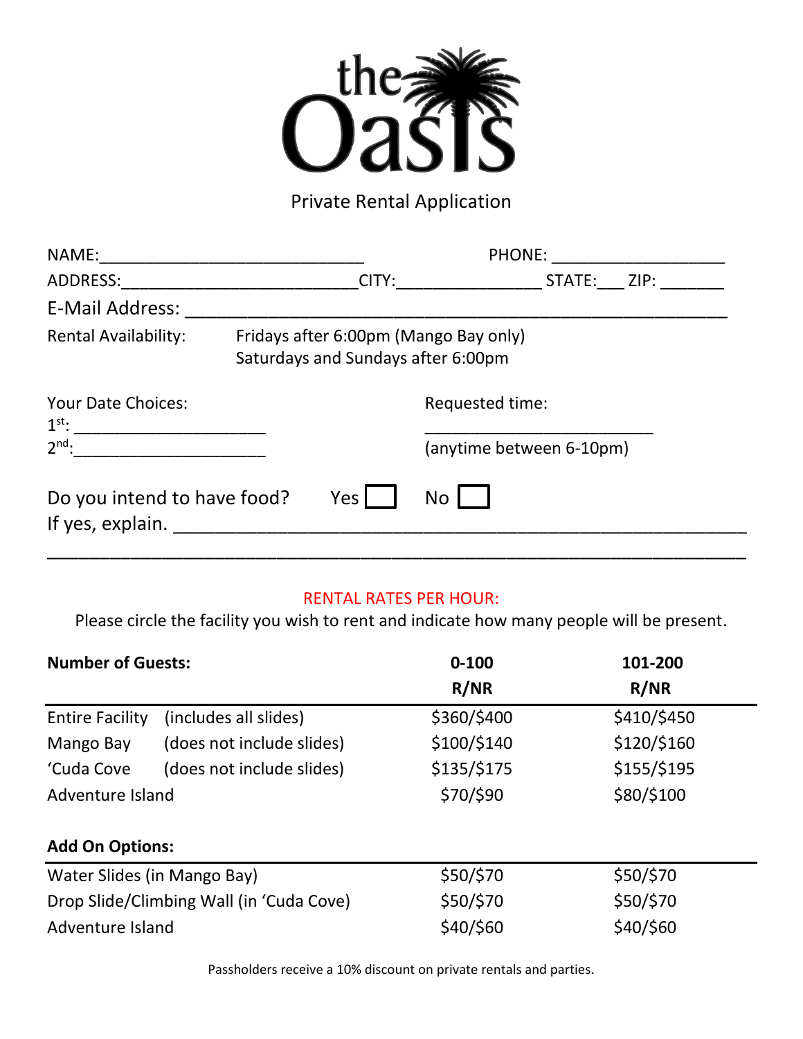# the Oasis

## Private Rental Application

NAME:_____________________________ PHONE: ___________________

ADDRESS:__________________________CITY:________________ STATE:___ ZIP: _______

E-Mail Address: ______________________________________________________

Rental Availability: Fridays after 6:00pm (Mango Bay only)
Saturdays and Sundays after 6:00pm

Your Date Choices:
1st: _____________________
2nd:_____________________

Requested time:
_________________________
(anytime between 6-10pm)

Do you intend to have food? Yes ☐ No ☐
If yes, explain. ______________________________________________________

_____________________________________________________________________

RENTAL RATES PER HOUR:

Please circle the facility you wish to rent and indicate how many people will be present.

| **Number of Guests:** | | **0-100 R/NR** | **101-200 R/NR** |
|---|---|---|---|
| Entire Facility | (includes all slides) | $360/$400 | $410/$450 |
| Mango Bay | (does not include slides) | $100/$140 | $120/$160 |
| 'Cuda Cove | (does not include slides) | $135/$175 | $155/$195 |
| Adventure Island | | $70/$90 | $80/$100 |

| **Add On Options:** | | |
|---|---|---|
| Water Slides (in Mango Bay) | $50/$70 | $50/$70 |
| Drop Slide/Climbing Wall (in 'Cuda Cove) | $50/$70 | $50/$70 |
| Adventure Island | $40/$60 | $40/$60 |

Passholders receive a 10% discount on private rentals and parties.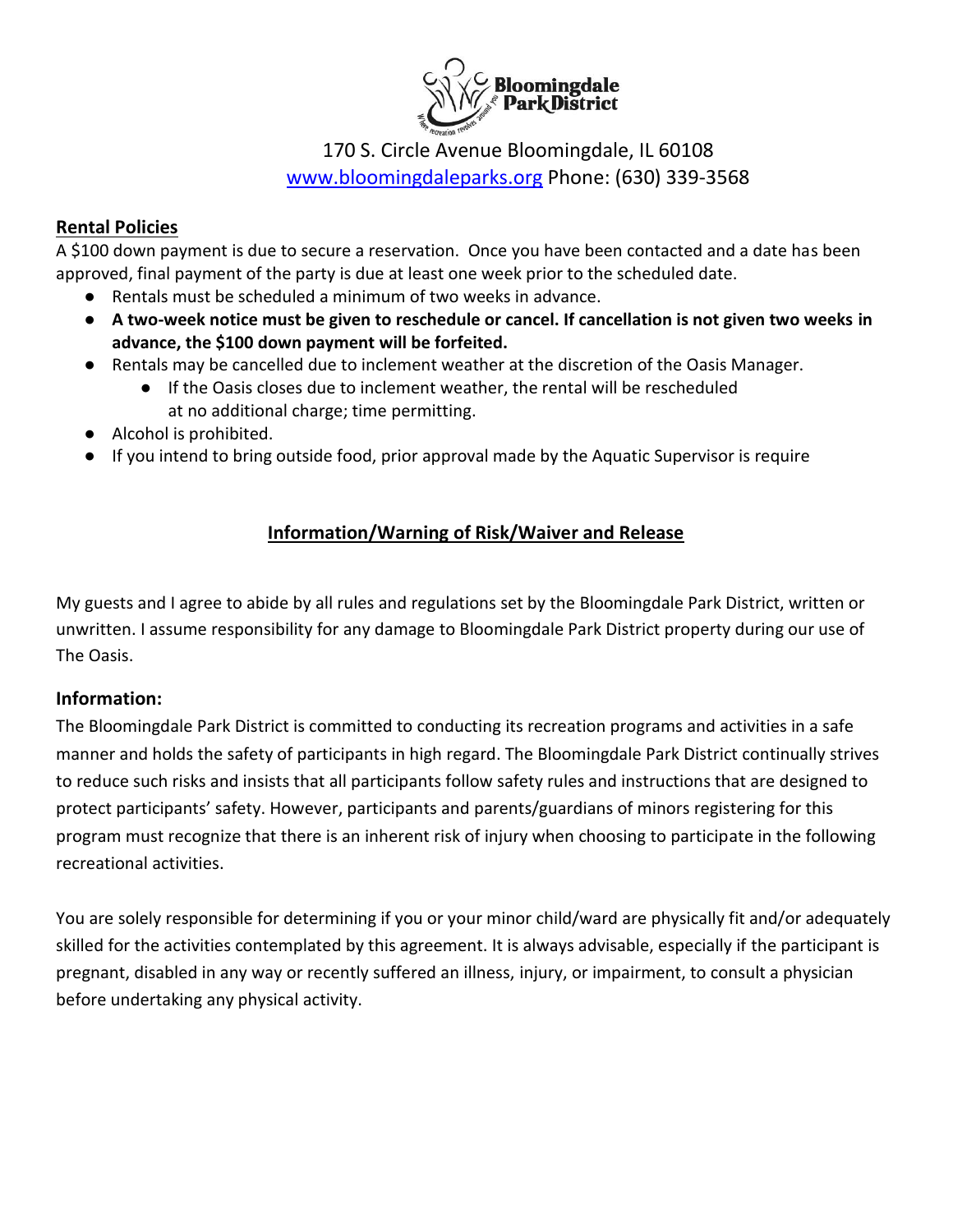Bloomingdale Park District

170 S. Circle Avenue Bloomingdale, IL 60108
[www.bloomingdaleparks.org](http://www.bloomingdaleparks.org) Phone: (630) 339-3568

## Rental Policies

A $100 down payment is due to secure a reservation. Once you have been contacted and a date has been approved, final payment of the party is due at least one week prior to the scheduled date.

- Rentals must be scheduled a minimum of two weeks in advance.
- **A two-week notice must be given to reschedule or cancel. If cancellation is not given two weeks in advance, the $100 down payment will be forfeited.**
- Rentals may be cancelled due to inclement weather at the discretion of the Oasis Manager.
  - If the Oasis closes due to inclement weather, the rental will be rescheduled at no additional charge; time permitting.
- Alcohol is prohibited.
- If you intend to bring outside food, prior approval made by the Aquatic Supervisor is require

## Information/Warning of Risk/Waiver and Release

My guests and I agree to abide by all rules and regulations set by the Bloomingdale Park District, written or unwritten. I assume responsibility for any damage to Bloomingdale Park District property during our use of The Oasis.

### Information:

The Bloomingdale Park District is committed to conducting its recreation programs and activities in a safe manner and holds the safety of participants in high regard. The Bloomingdale Park District continually strives to reduce such risks and insists that all participants follow safety rules and instructions that are designed to protect participants' safety. However, participants and parents/guardians of minors registering for this program must recognize that there is an inherent risk of injury when choosing to participate in the following recreational activities.

You are solely responsible for determining if you or your minor child/ward are physically fit and/or adequately skilled for the activities contemplated by this agreement. It is always advisable, especially if the participant is pregnant, disabled in any way or recently suffered an illness, injury, or impairment, to consult a physician before undertaking any physical activity.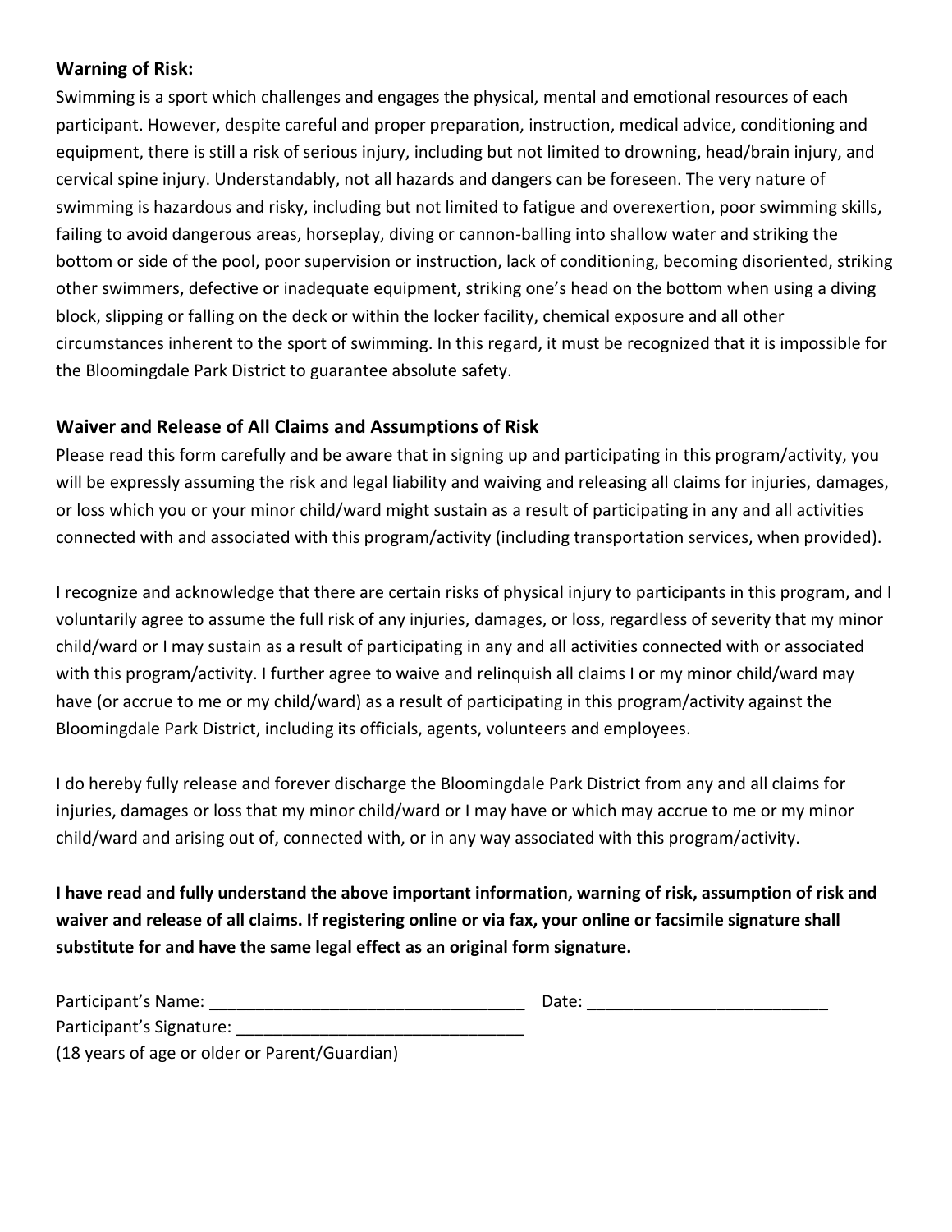**Warning of Risk:**

Swimming is a sport which challenges and engages the physical, mental and emotional resources of each participant. However, despite careful and proper preparation, instruction, medical advice, conditioning and equipment, there is still a risk of serious injury, including but not limited to drowning, head/brain injury, and cervical spine injury. Understandably, not all hazards and dangers can be foreseen. The very nature of swimming is hazardous and risky, including but not limited to fatigue and overexertion, poor swimming skills, failing to avoid dangerous areas, horseplay, diving or cannon-balling into shallow water and striking the bottom or side of the pool, poor supervision or instruction, lack of conditioning, becoming disoriented, striking other swimmers, defective or inadequate equipment, striking one's head on the bottom when using a diving block, slipping or falling on the deck or within the locker facility, chemical exposure and all other circumstances inherent to the sport of swimming. In this regard, it must be recognized that it is impossible for the Bloomingdale Park District to guarantee absolute safety.

**Waiver and Release of All Claims and Assumptions of Risk**

Please read this form carefully and be aware that in signing up and participating in this program/activity, you will be expressly assuming the risk and legal liability and waiving and releasing all claims for injuries, damages, or loss which you or your minor child/ward might sustain as a result of participating in any and all activities connected with and associated with this program/activity (including transportation services, when provided).

I recognize and acknowledge that there are certain risks of physical injury to participants in this program, and I voluntarily agree to assume the full risk of any injuries, damages, or loss, regardless of severity that my minor child/ward or I may sustain as a result of participating in any and all activities connected with or associated with this program/activity. I further agree to waive and relinquish all claims I or my minor child/ward may have (or accrue to me or my child/ward) as a result of participating in this program/activity against the Bloomingdale Park District, including its officials, agents, volunteers and employees.

I do hereby fully release and forever discharge the Bloomingdale Park District from any and all claims for injuries, damages or loss that my minor child/ward or I may have or which may accrue to me or my minor child/ward and arising out of, connected with, or in any way associated with this program/activity.

**I have read and fully understand the above important information, warning of risk, assumption of risk and waiver and release of all claims. If registering online or via fax, your online or facsimile signature shall substitute for and have the same legal effect as an original form signature.**

Participant's Name: ________________________________ Date: ________________________

Participant's Signature: ____________________________

(18 years of age or older or Parent/Guardian)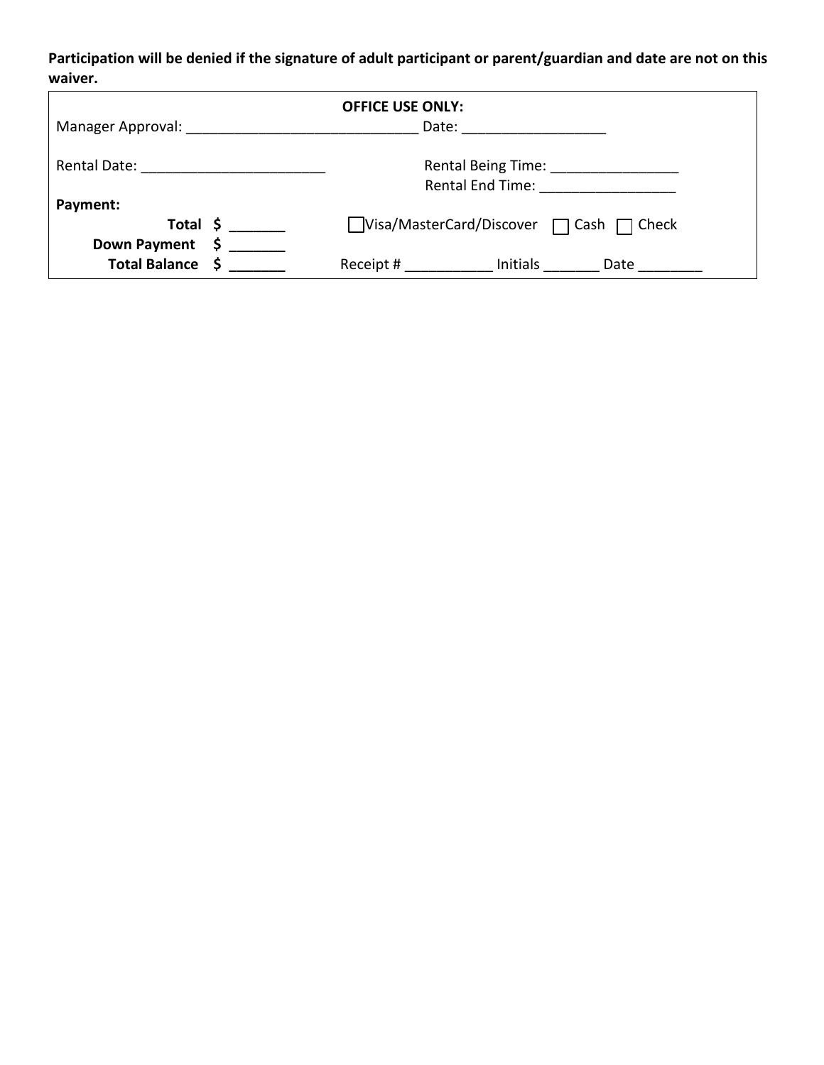**Participation will be denied if the signature of adult participant or parent/guardian and date are not on this waiver.**

**OFFICE USE ONLY:**

Manager Approval: _____________________________ Date: __________________

Rental Date: _______________________

Rental Being Time: ________________

Rental End Time: _________________

**Payment:**

**Total $ _______**

**Down Payment $ _______**

**Total Balance $ _______**

☐ Visa/MasterCard/Discover ☐ Cash ☐ Check

Receipt # ___________ Initials _______ Date ________